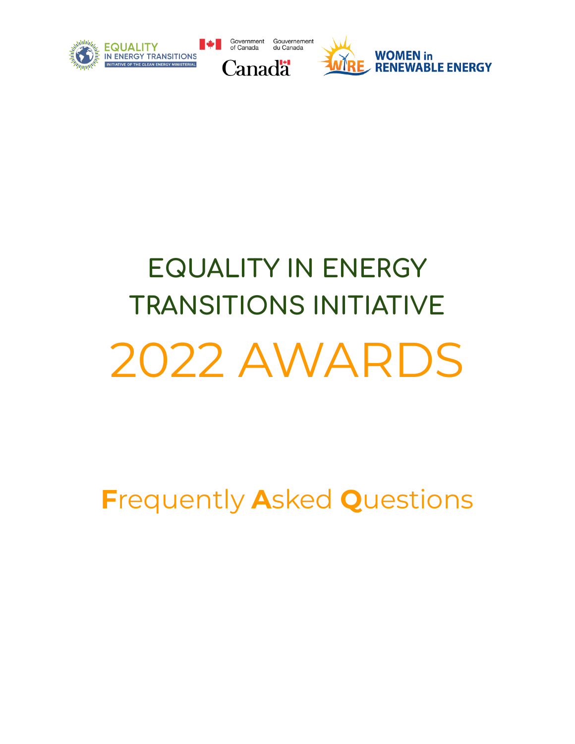EQUALITY IN ENERGY TRANSITIONS
INITIATIVE OF THE CLEAN ENERGY MINISTERIAL

Government of Canada / Gouvernement du Canada

Canada

WOMEN in RENEWABLE ENERGY

# EQUALITY IN ENERGY TRANSITIONS INITIATIVE

# 2022 AWARDS

## **F**requently **A**sked **Q**uestions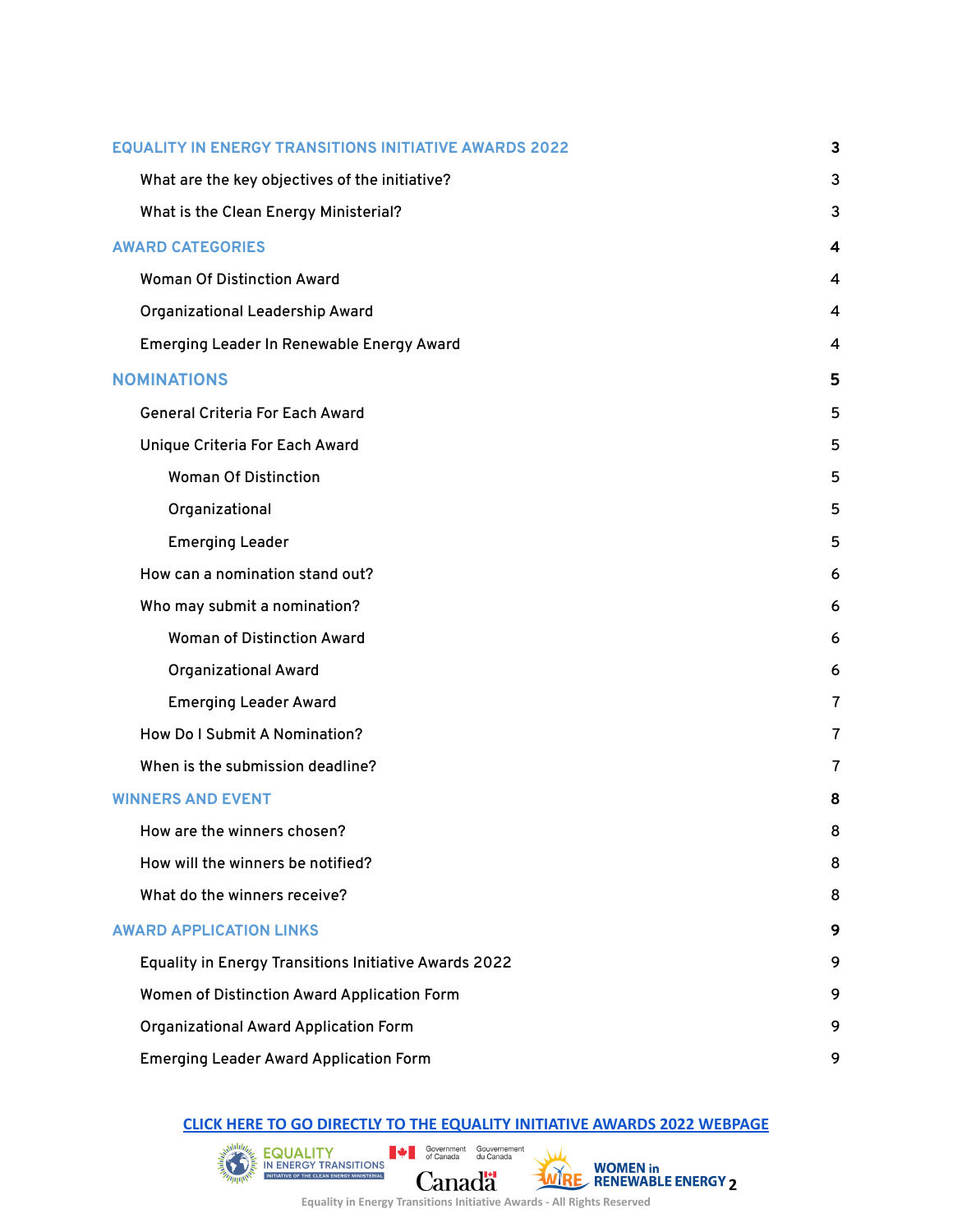| | |
|---|---|
| **EQUALITY IN ENERGY TRANSITIONS INITIATIVE AWARDS 2022** | **3** |
| What are the key objectives of the initiative? | 3 |
| What is the Clean Energy Ministerial? | 3 |
| **AWARD CATEGORIES** | **4** |
| Woman Of Distinction Award | 4 |
| Organizational Leadership Award | 4 |
| Emerging Leader In Renewable Energy Award | 4 |
| **NOMINATIONS** | **5** |
| General Criteria For Each Award | 5 |
| Unique Criteria For Each Award | 5 |
| Woman Of Distinction | 5 |
| Organizational | 5 |
| Emerging Leader | 5 |
| How can a nomination stand out? | 6 |
| Who may submit a nomination? | 6 |
| Woman of Distinction Award | 6 |
| Organizational Award | 6 |
| Emerging Leader Award | 7 |
| How Do I Submit A Nomination? | 7 |
| When is the submission deadline? | 7 |
| **WINNERS AND EVENT** | **8** |
| How are the winners chosen? | 8 |
| How will the winners be notified? | 8 |
| What do the winners receive? | 8 |
| **AWARD APPLICATION LINKS** | **9** |
| Equality in Energy Transitions Initiative Awards 2022 | 9 |
| Women of Distinction Award Application Form | 9 |
| Organizational Award Application Form | 9 |
| Emerging Leader Award Application Form | 9 |

**CLICK HERE TO GO DIRECTLY TO THE EQUALITY INITIATIVE AWARDS 2022 WEBPAGE**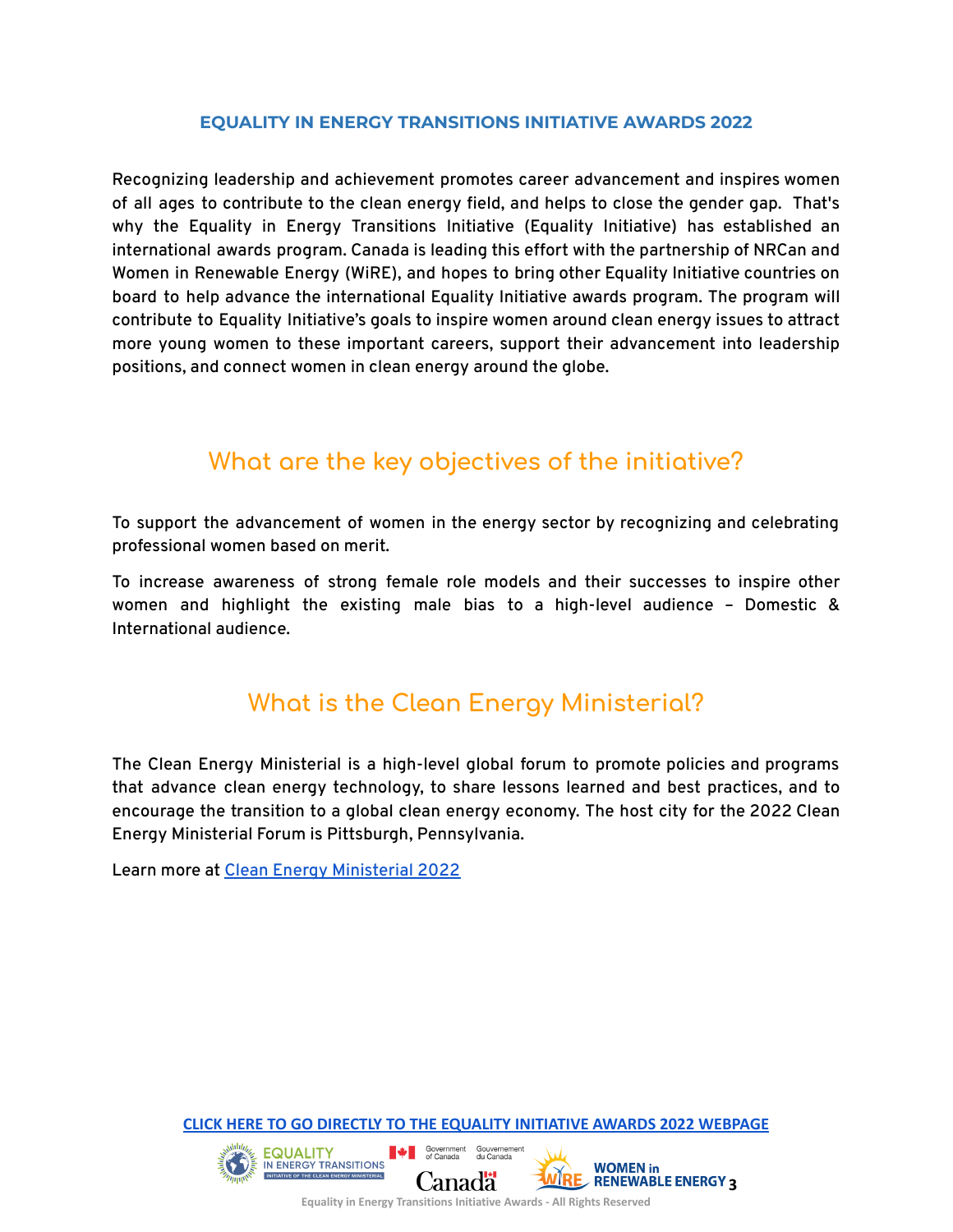## EQUALITY IN ENERGY TRANSITIONS INITIATIVE AWARDS 2022

Recognizing leadership and achievement promotes career advancement and inspires women of all ages to contribute to the clean energy field, and helps to close the gender gap. That's why the Equality in Energy Transitions Initiative (Equality Initiative) has established an international awards program. Canada is leading this effort with the partnership of NRCan and Women in Renewable Energy (WiRE), and hopes to bring other Equality Initiative countries on board to help advance the international Equality Initiative awards program. The program will contribute to Equality Initiative's goals to inspire women around clean energy issues to attract more young women to these important careers, support their advancement into leadership positions, and connect women in clean energy around the globe.

## What are the key objectives of the initiative?

To support the advancement of women in the energy sector by recognizing and celebrating professional women based on merit.

To increase awareness of strong female role models and their successes to inspire other women and highlight the existing male bias to a high-level audience – Domestic & International audience.

## What is the Clean Energy Ministerial?

The Clean Energy Ministerial is a high-level global forum to promote policies and programs that advance clean energy technology, to share lessons learned and best practices, and to encourage the transition to a global clean energy economy. The host city for the 2022 Clean Energy Ministerial Forum is Pittsburgh, Pennsylvania.

Learn more at Clean Energy Ministerial 2022

CLICK HERE TO GO DIRECTLY TO THE EQUALITY INITIATIVE AWARDS 2022 WEBPAGE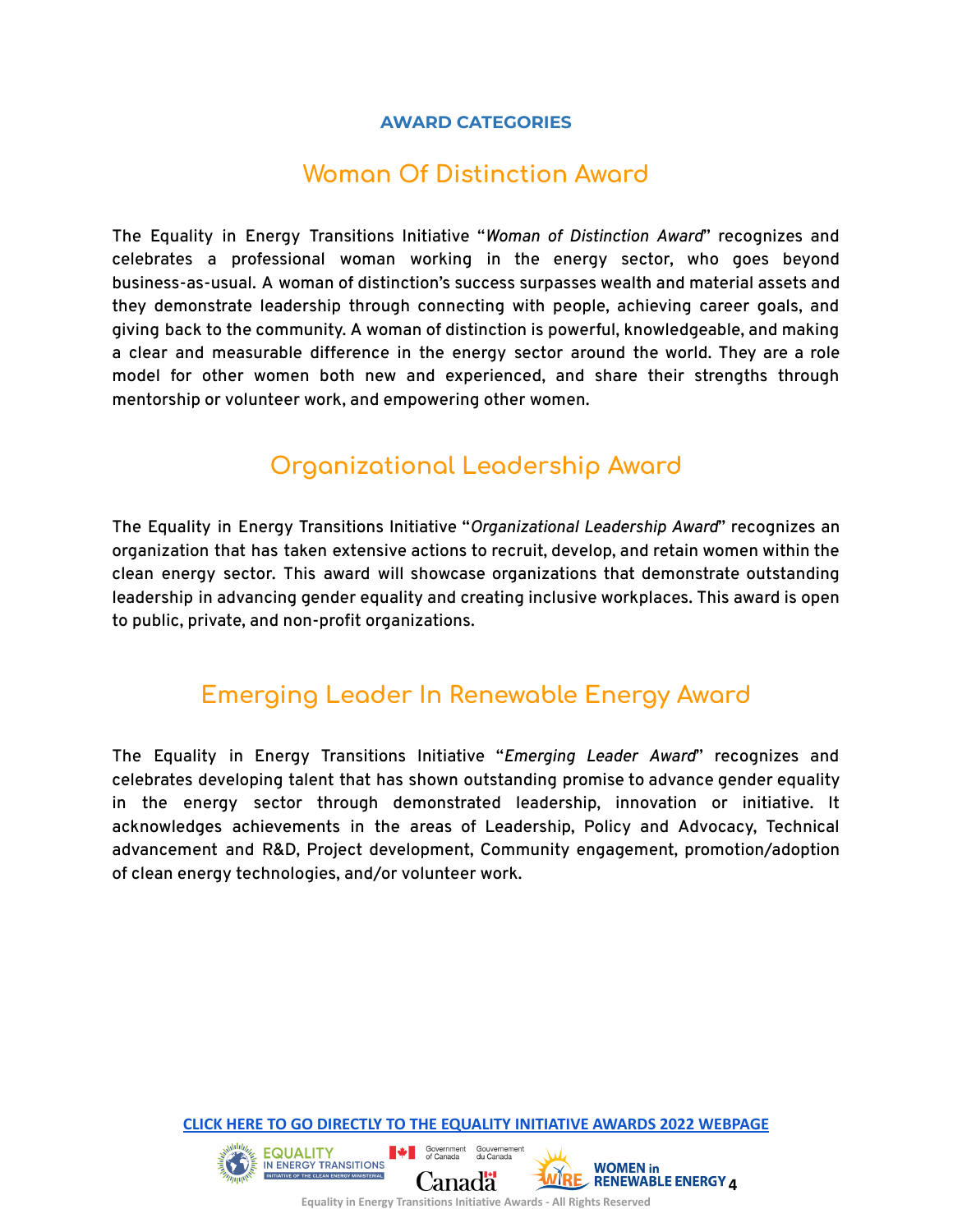**AWARD CATEGORIES**

## Woman Of Distinction Award

The Equality in Energy Transitions Initiative "*Woman of Distinction Award*" recognizes and celebrates a professional woman working in the energy sector, who goes beyond business-as-usual. A woman of distinction's success surpasses wealth and material assets and they demonstrate leadership through connecting with people, achieving career goals, and giving back to the community. A woman of distinction is powerful, knowledgeable, and making a clear and measurable difference in the energy sector around the world. They are a role model for other women both new and experienced, and share their strengths through mentorship or volunteer work, and empowering other women.

## Organizational Leadership Award

The Equality in Energy Transitions Initiative "*Organizational Leadership Award*" recognizes an organization that has taken extensive actions to recruit, develop, and retain women within the clean energy sector. This award will showcase organizations that demonstrate outstanding leadership in advancing gender equality and creating inclusive workplaces. This award is open to public, private, and non-profit organizations.

## Emerging Leader In Renewable Energy Award

The Equality in Energy Transitions Initiative "*Emerging Leader Award*" recognizes and celebrates developing talent that has shown outstanding promise to advance gender equality in the energy sector through demonstrated leadership, innovation or initiative. It acknowledges achievements in the areas of Leadership, Policy and Advocacy, Technical advancement and R&D, Project development, Community engagement, promotion/adoption of clean energy technologies, and/or volunteer work.

**CLICK HERE TO GO DIRECTLY TO THE EQUALITY INITIATIVE AWARDS 2022 WEBPAGE**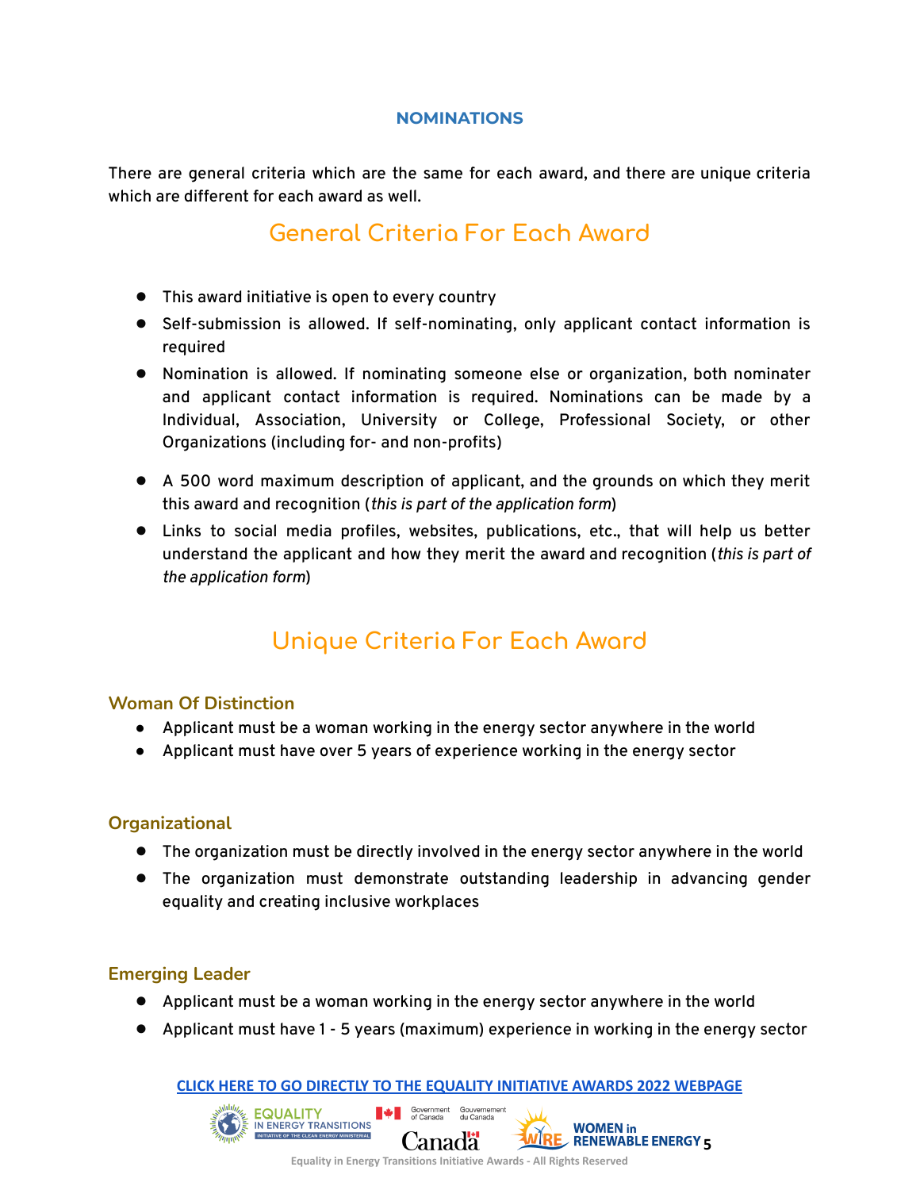## NOMINATIONS

There are general criteria which are the same for each award, and there are unique criteria which are different for each award as well.

# General Criteria For Each Award

- This award initiative is open to every country
- Self-submission is allowed. If self-nominating, only applicant contact information is required
- Nomination is allowed. If nominating someone else or organization, both nominater and applicant contact information is required. Nominations can be made by a Individual, Association, University or College, Professional Society, or other Organizations (including for- and non-profits)
- A 500 word maximum description of applicant, and the grounds on which they merit this award and recognition (*this is part of the application form*)
- Links to social media profiles, websites, publications, etc., that will help us better understand the applicant and how they merit the award and recognition (*this is part of the application form*)

# Unique Criteria For Each Award

### Woman Of Distinction

- Applicant must be a woman working in the energy sector anywhere in the world
- Applicant must have over 5 years of experience working in the energy sector

### Organizational

- The organization must be directly involved in the energy sector anywhere in the world
- The organization must demonstrate outstanding leadership in advancing gender equality and creating inclusive workplaces

### Emerging Leader

- Applicant must be a woman working in the energy sector anywhere in the world
- Applicant must have 1 - 5 years (maximum) experience in working in the energy sector

**CLICK HERE TO GO DIRECTLY TO THE EQUALITY INITIATIVE AWARDS 2022 WEBPAGE**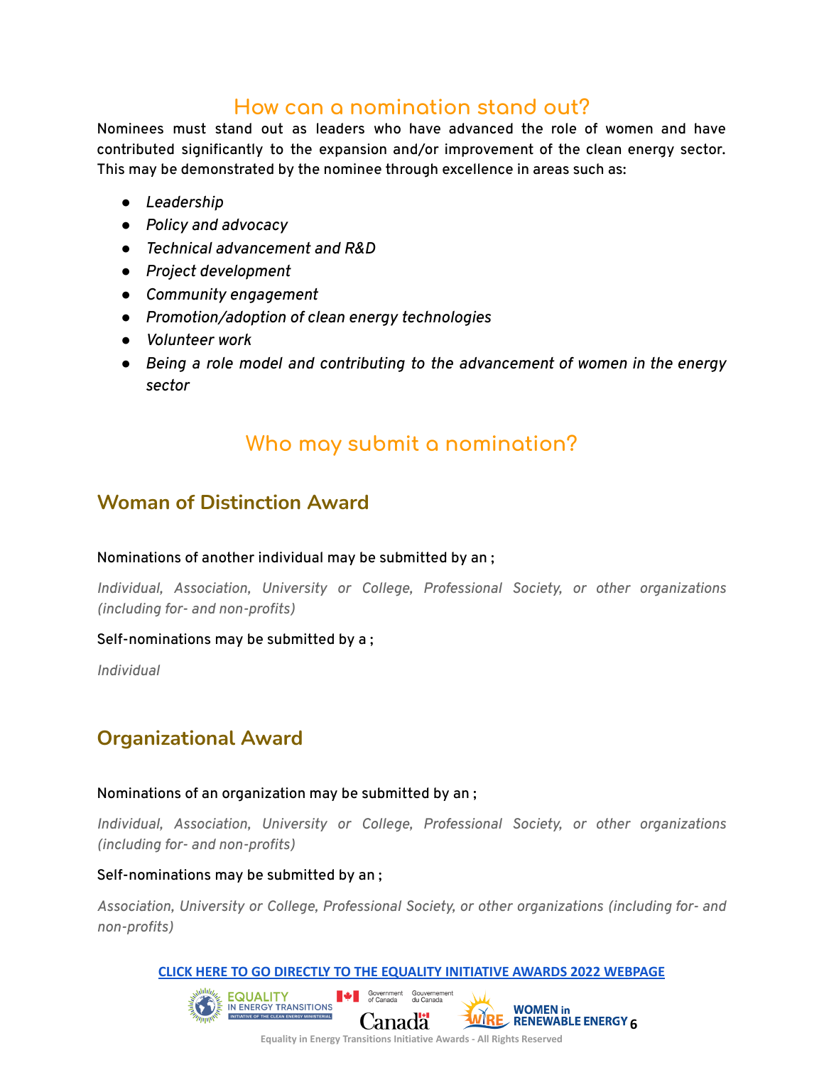## How can a nomination stand out?

Nominees must stand out as leaders who have advanced the role of women and have contributed significantly to the expansion and/or improvement of the clean energy sector. This may be demonstrated by the nominee through excellence in areas such as:

- *Leadership*
- *Policy and advocacy*
- *Technical advancement and R&D*
- *Project development*
- *Community engagement*
- *Promotion/adoption of clean energy technologies*
- *Volunteer work*
- *Being a role model and contributing to the advancement of women in the energy sector*

## Who may submit a nomination?

### Woman of Distinction Award

Nominations of another individual may be submitted by an ;

*Individual, Association, University or College, Professional Society, or other organizations (including for- and non-profits)*

Self-nominations may be submitted by a ;

*Individual*

### Organizational Award

Nominations of an organization may be submitted by an ;

*Individual, Association, University or College, Professional Society, or other organizations (including for- and non-profits)*

Self-nominations may be submitted by an ;

*Association, University or College, Professional Society, or other organizations (including for- and non-profits)*

**CLICK HERE TO GO DIRECTLY TO THE EQUALITY INITIATIVE AWARDS 2022 WEBPAGE**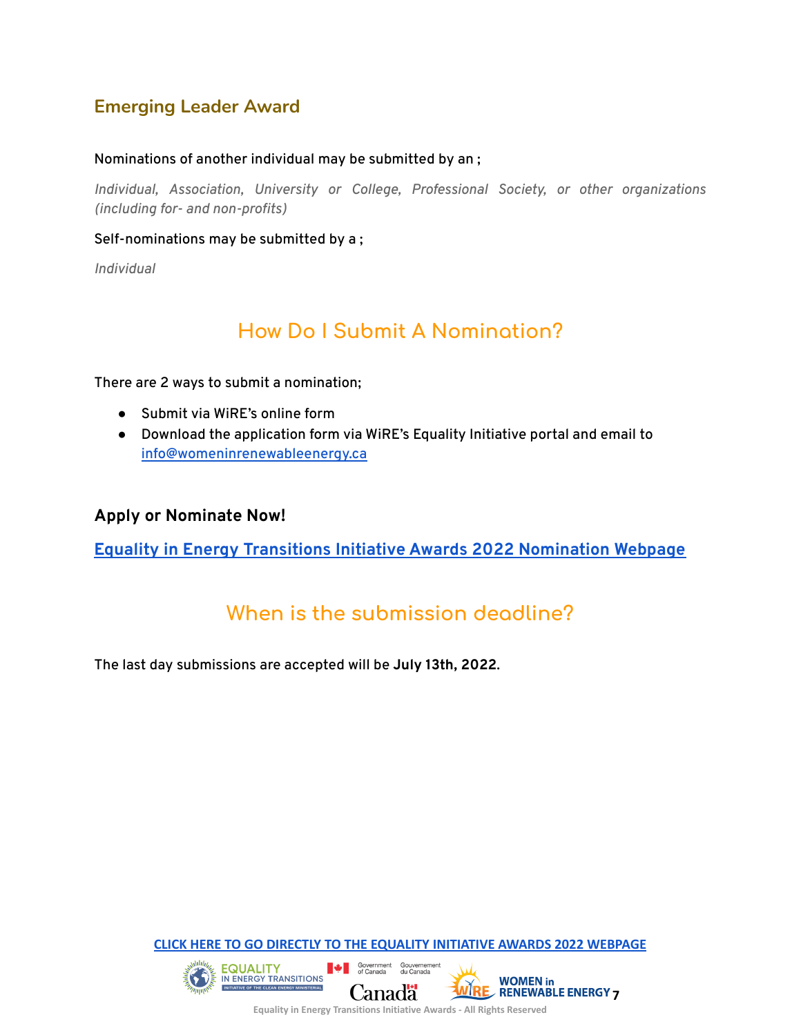### Emerging Leader Award

Nominations of another individual may be submitted by an ;

*Individual, Association, University or College, Professional Society, or other organizations (including for- and non-profits)*

Self-nominations may be submitted by a ;

*Individual*

## How Do I Submit A Nomination?

There are 2 ways to submit a nomination;

- Submit via WiRE's online form
- Download the application form via WiRE's Equality Initiative portal and email to [info@womeninrenewableenergy.ca](mailto:info@womeninrenewableenergy.ca)

### Apply or Nominate Now!

**[Equality in Energy Transitions Initiative Awards 2022 Nomination Webpage]()**

## When is the submission deadline?

The last day submissions are accepted will be **July 13th, 2022**.

[CLICK HERE TO GO DIRECTLY TO THE EQUALITY INITIATIVE AWARDS 2022 WEBPAGE]()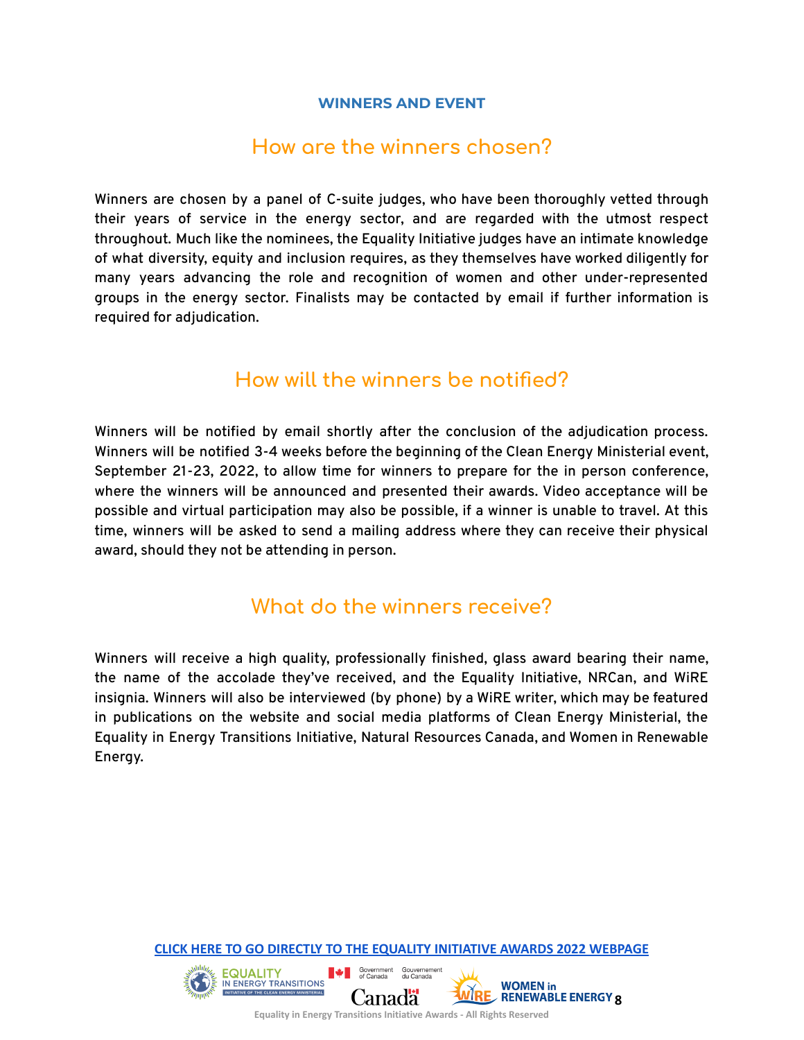**WINNERS AND EVENT**

## How are the winners chosen?

Winners are chosen by a panel of C-suite judges, who have been thoroughly vetted through their years of service in the energy sector, and are regarded with the utmost respect throughout. Much like the nominees, the Equality Initiative judges have an intimate knowledge of what diversity, equity and inclusion requires, as they themselves have worked diligently for many years advancing the role and recognition of women and other under-represented groups in the energy sector. Finalists may be contacted by email if further information is required for adjudication.

## How will the winners be notified?

Winners will be notified by email shortly after the conclusion of the adjudication process. Winners will be notified 3-4 weeks before the beginning of the Clean Energy Ministerial event, September 21-23, 2022, to allow time for winners to prepare for the in person conference, where the winners will be announced and presented their awards. Video acceptance will be possible and virtual participation may also be possible, if a winner is unable to travel. At this time, winners will be asked to send a mailing address where they can receive their physical award, should they not be attending in person.

## What do the winners receive?

Winners will receive a high quality, professionally finished, glass award bearing their name, the name of the accolade they've received, and the Equality Initiative, NRCan, and WiRE insignia. Winners will also be interviewed (by phone) by a WiRE writer, which may be featured in publications on the website and social media platforms of Clean Energy Ministerial, the Equality in Energy Transitions Initiative, Natural Resources Canada, and Women in Renewable Energy.

**CLICK HERE TO GO DIRECTLY TO THE EQUALITY INITIATIVE AWARDS 2022 WEBPAGE**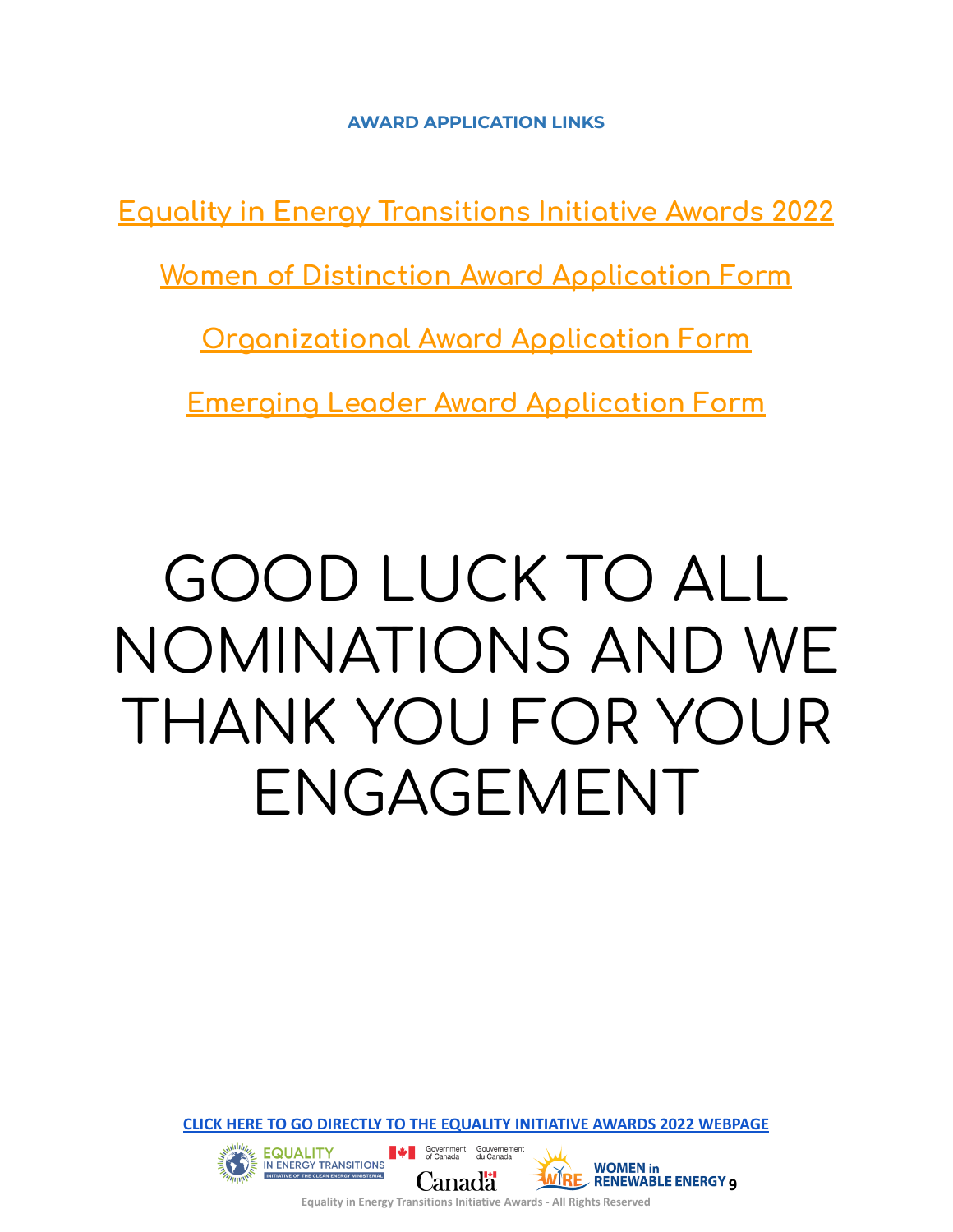**AWARD APPLICATION LINKS**

Equality in Energy Transitions Initiative Awards 2022

Women of Distinction Award Application Form

Organizational Award Application Form

Emerging Leader Award Application Form

# GOOD LUCK TO ALL NOMINATIONS AND WE THANK YOU FOR YOUR ENGAGEMENT

**CLICK HERE TO GO DIRECTLY TO THE EQUALITY INITIATIVE AWARDS 2022 WEBPAGE**